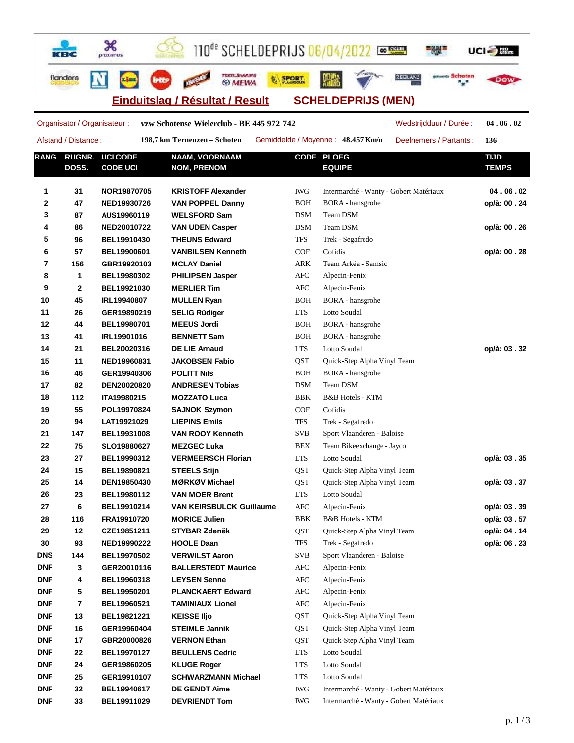110de SCHELDEPRIJS 06/04/2022

## Einduitslag / Résultat / Result — SCHELDEPRIJS (MEN)

Organisator / Organisateur : **vzw Schotense Wielerclub - BE 445 972 742** — Wedstrijdduur / Durée : **04 . 06 . 02**

Afstand / Distance : **198,7 km Terneuzen – Schoten** — Gemiddelde / Moyenne : **48.457 Km/u** — Deelnemers / Partants : **136**

| RANG | RUGNR. DOSS. | UCI CODE CODE UCI | NAAM, VOORNAAM NOM, PRENOM | CODE | PLOEG EQUIPE | TIJD TEMPS |
|---|---|---|---|---|---|---|
| 1 | 31 | NOR19870705 | KRISTOFF Alexander | IWG | Intermarché - Wanty - Gobert Matériaux | 04 . 06 . 02 |
| 2 | 47 | NED19930726 | VAN POPPEL Danny | BOH | BORA - hansgrohe | op/à: 00 . 24 |
| 3 | 87 | AUS19960119 | WELSFORD Sam | DSM | Team DSM | |
| 4 | 86 | NED20010722 | VAN UDEN Casper | DSM | Team DSM | op/à: 00 . 26 |
| 5 | 96 | BEL19910430 | THEUNS Edward | TFS | Trek - Segafredo | |
| 6 | 57 | BEL19900601 | VANBILSEN Kenneth | COF | Cofidis | op/à: 00 . 28 |
| 7 | 156 | GBR19920103 | MCLAY Daniel | ARK | Team Arkéa - Samsic | |
| 8 | 1 | BEL19980302 | PHILIPSEN Jasper | AFC | Alpecin-Fenix | |
| 9 | 2 | BEL19921030 | MERLIER Tim | AFC | Alpecin-Fenix | |
| 10 | 45 | IRL19940807 | MULLEN Ryan | BOH | BORA - hansgrohe | |
| 11 | 26 | GER19890219 | SELIG Rüdiger | LTS | Lotto Soudal | |
| 12 | 44 | BEL19980701 | MEEUS Jordi | BOH | BORA - hansgrohe | |
| 13 | 41 | IRL19901016 | BENNETT Sam | BOH | BORA - hansgrohe | |
| 14 | 21 | BEL20020316 | DE LIE Arnaud | LTS | Lotto Soudal | op/à: 03 . 32 |
| 15 | 11 | NED19960831 | JAKOBSEN Fabio | QST | Quick-Step Alpha Vinyl Team | |
| 16 | 46 | GER19940306 | POLITT Nils | BOH | BORA - hansgrohe | |
| 17 | 82 | DEN20020820 | ANDRESEN Tobias | DSM | Team DSM | |
| 18 | 112 | ITA19980215 | MOZZATO Luca | BBK | B&B Hotels - KTM | |
| 19 | 55 | POL19970824 | SAJNOK Szymon | COF | Cofidis | |
| 20 | 94 | LAT19921029 | LIEPINS Emils | TFS | Trek - Segafredo | |
| 21 | 147 | BEL19931008 | VAN ROOY Kenneth | SVB | Sport Vlaanderen - Baloise | |
| 22 | 75 | SLO19880627 | MEZGEC Luka | BEX | Team Bikeexchange - Jayco | |
| 23 | 27 | BEL19990312 | VERMEERSCH Florian | LTS | Lotto Soudal | op/à: 03 . 35 |
| 24 | 15 | BEL19890821 | STEELS Stijn | QST | Quick-Step Alpha Vinyl Team | |
| 25 | 14 | DEN19850430 | MØRKØV Michael | QST | Quick-Step Alpha Vinyl Team | op/à: 03 . 37 |
| 26 | 23 | BEL19980112 | VAN MOER Brent | LTS | Lotto Soudal | |
| 27 | 6 | BEL19910214 | VAN KEIRSBULCK Guillaume | AFC | Alpecin-Fenix | op/à: 03 . 39 |
| 28 | 116 | FRA19910720 | MORICE Julien | BBK | B&B Hotels - KTM | op/à: 03 . 57 |
| 29 | 12 | CZE19851211 | STYBAR Zdeněk | QST | Quick-Step Alpha Vinyl Team | op/à: 04 . 14 |
| 30 | 93 | NED19990222 | HOOLE Daan | TFS | Trek - Segafredo | op/à: 06 . 23 |
| DNS | 144 | BEL19970502 | VERWILST Aaron | SVB | Sport Vlaanderen - Baloise | |
| DNF | 3 | GER20010116 | BALLERSTEDT Maurice | AFC | Alpecin-Fenix | |
| DNF | 4 | BEL19960318 | LEYSEN Senne | AFC | Alpecin-Fenix | |
| DNF | 5 | BEL19950201 | PLANCKAERT Edward | AFC | Alpecin-Fenix | |
| DNF | 7 | BEL19960521 | TAMINIAUX Lionel | AFC | Alpecin-Fenix | |
| DNF | 13 | BEL19821221 | KEISSE Iljo | QST | Quick-Step Alpha Vinyl Team | |
| DNF | 16 | GER19960404 | STEIMLE Jannik | QST | Quick-Step Alpha Vinyl Team | |
| DNF | 17 | GBR20000826 | VERNON Ethan | QST | Quick-Step Alpha Vinyl Team | |
| DNF | 22 | BEL19970127 | BEULLENS Cedric | LTS | Lotto Soudal | |
| DNF | 24 | GER19860205 | KLUGE Roger | LTS | Lotto Soudal | |
| DNF | 25 | GER19910107 | SCHWARZMANN Michael | LTS | Lotto Soudal | |
| DNF | 32 | BEL19940617 | DE GENDT Aime | IWG | Intermarché - Wanty - Gobert Matériaux | |
| DNF | 33 | BEL19911029 | DEVRIENDT Tom | IWG | Intermarché - Wanty - Gobert Matériaux | |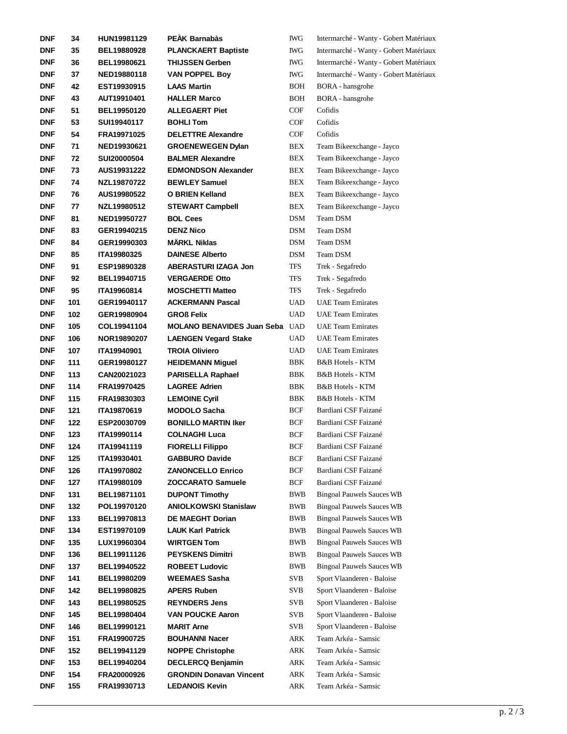| | | | | | |
|---|---|---|---|---|---|
| DNF | 34 | HUN19981129 | PEÀK Barnabàs | IWG | Intermarché - Wanty - Gobert Matériaux |
| DNF | 35 | BEL19880928 | PLANCKAERT Baptiste | IWG | Intermarché - Wanty - Gobert Matériaux |
| DNF | 36 | BEL19980621 | THIJSSEN Gerben | IWG | Intermarché - Wanty - Gobert Matériaux |
| DNF | 37 | NED19880118 | VAN POPPEL Boy | IWG | Intermarché - Wanty - Gobert Matériaux |
| DNF | 42 | EST19930915 | LAAS Martin | BOH | BORA - hansgrohe |
| DNF | 43 | AUT19910401 | HALLER Marco | BOH | BORA - hansgrohe |
| DNF | 51 | BEL19950120 | ALLEGAERT Piet | COF | Cofidis |
| DNF | 53 | SUI19940117 | BOHLI Tom | COF | Cofidis |
| DNF | 54 | FRA19971025 | DELETTRE Alexandre | COF | Cofidis |
| DNF | 71 | NED19930621 | GROENEWEGEN Dylan | BEX | Team Bikeexchange - Jayco |
| DNF | 72 | SUI20000504 | BALMER Alexandre | BEX | Team Bikeexchange - Jayco |
| DNF | 73 | AUS19931222 | EDMONDSON Alexander | BEX | Team Bikeexchange - Jayco |
| DNF | 74 | NZL19870722 | BEWLEY Samuel | BEX | Team Bikeexchange - Jayco |
| DNF | 76 | AUS19980522 | O BRIEN Kelland | BEX | Team Bikeexchange - Jayco |
| DNF | 77 | NZL19980512 | STEWART Campbell | BEX | Team Bikeexchange - Jayco |
| DNF | 81 | NED19950727 | BOL Cees | DSM | Team DSM |
| DNF | 83 | GER19940215 | DENZ Nico | DSM | Team DSM |
| DNF | 84 | GER19990303 | MÄRKL Niklas | DSM | Team DSM |
| DNF | 85 | ITA19980325 | DAINESE Alberto | DSM | Team DSM |
| DNF | 91 | ESP19890328 | ABERASTURI IZAGA Jon | TFS | Trek - Segafredo |
| DNF | 92 | BEL19940715 | VERGAERDE Otto | TFS | Trek - Segafredo |
| DNF | 95 | ITA19960814 | MOSCHETTI Matteo | TFS | Trek - Segafredo |
| DNF | 101 | GER19940117 | ACKERMANN Pascal | UAD | UAE Team Emirates |
| DNF | 102 | GER19980904 | GROß Felix | UAD | UAE Team Emirates |
| DNF | 105 | COL19941104 | MOLANO BENAVIDES Juan Seba | UAD | UAE Team Emirates |
| DNF | 106 | NOR19890207 | LAENGEN Vegard Stake | UAD | UAE Team Emirates |
| DNF | 107 | ITA19940901 | TROIA Oliviero | UAD | UAE Team Emirates |
| DNF | 111 | GER19980127 | HEIDEMANN Miguel | BBK | B&B Hotels - KTM |
| DNF | 113 | CAN20021023 | PARISELLA Raphael | BBK | B&B Hotels - KTM |
| DNF | 114 | FRA19970425 | LAGREE Adrien | BBK | B&B Hotels - KTM |
| DNF | 115 | FRA19830303 | LEMOINE Cyril | BBK | B&B Hotels - KTM |
| DNF | 121 | ITA19870619 | MODOLO Sacha | BCF | Bardiani CSF Faizané |
| DNF | 122 | ESP20030709 | BONILLO MARTIN Iker | BCF | Bardiani CSF Faizané |
| DNF | 123 | ITA19990114 | COLNAGHI Luca | BCF | Bardiani CSF Faizané |
| DNF | 124 | ITA19941119 | FIORELLI Filippo | BCF | Bardiani CSF Faizané |
| DNF | 125 | ITA19930401 | GABBURO Davide | BCF | Bardiani CSF Faizané |
| DNF | 126 | ITA19970802 | ZANONCELLO Enrico | BCF | Bardiani CSF Faizané |
| DNF | 127 | ITA19980109 | ZOCCARATO Samuele | BCF | Bardiani CSF Faizané |
| DNF | 131 | BEL19871101 | DUPONT Timothy | BWB | Bingoal Pauwels Sauces WB |
| DNF | 132 | POL19970120 | ANIOLKOWSKI Stanislaw | BWB | Bingoal Pauwels Sauces WB |
| DNF | 133 | BEL19970813 | DE MAEGHT Dorian | BWB | Bingoal Pauwels Sauces WB |
| DNF | 134 | EST19970109 | LAUK Karl Patrick | BWB | Bingoal Pauwels Sauces WB |
| DNF | 135 | LUX19960304 | WIRTGEN Tom | BWB | Bingoal Pauwels Sauces WB |
| DNF | 136 | BEL19911126 | PEYSKENS Dimitri | BWB | Bingoal Pauwels Sauces WB |
| DNF | 137 | BEL19940522 | ROBEET Ludovic | BWB | Bingoal Pauwels Sauces WB |
| DNF | 141 | BEL19980209 | WEEMAES Sasha | SVB | Sport Vlaanderen - Baloise |
| DNF | 142 | BEL19980825 | APERS Ruben | SVB | Sport Vlaanderen - Baloise |
| DNF | 143 | BEL19980525 | REYNDERS Jens | SVB | Sport Vlaanderen - Baloise |
| DNF | 145 | BEL19980404 | VAN POUCKE Aaron | SVB | Sport Vlaanderen - Baloise |
| DNF | 146 | BEL19990121 | MARIT Arne | SVB | Sport Vlaanderen - Baloise |
| DNF | 151 | FRA19900725 | BOUHANNI Nacer | ARK | Team Arkéa - Samsic |
| DNF | 152 | BEL19941129 | NOPPE Christophe | ARK | Team Arkéa - Samsic |
| DNF | 153 | BEL19940204 | DECLERCQ Benjamin | ARK | Team Arkéa - Samsic |
| DNF | 154 | FRA20000926 | GRONDIN Donavan Vincent | ARK | Team Arkéa - Samsic |
| DNF | 155 | FRA19930713 | LEDANOIS Kevin | ARK | Team Arkéa - Samsic |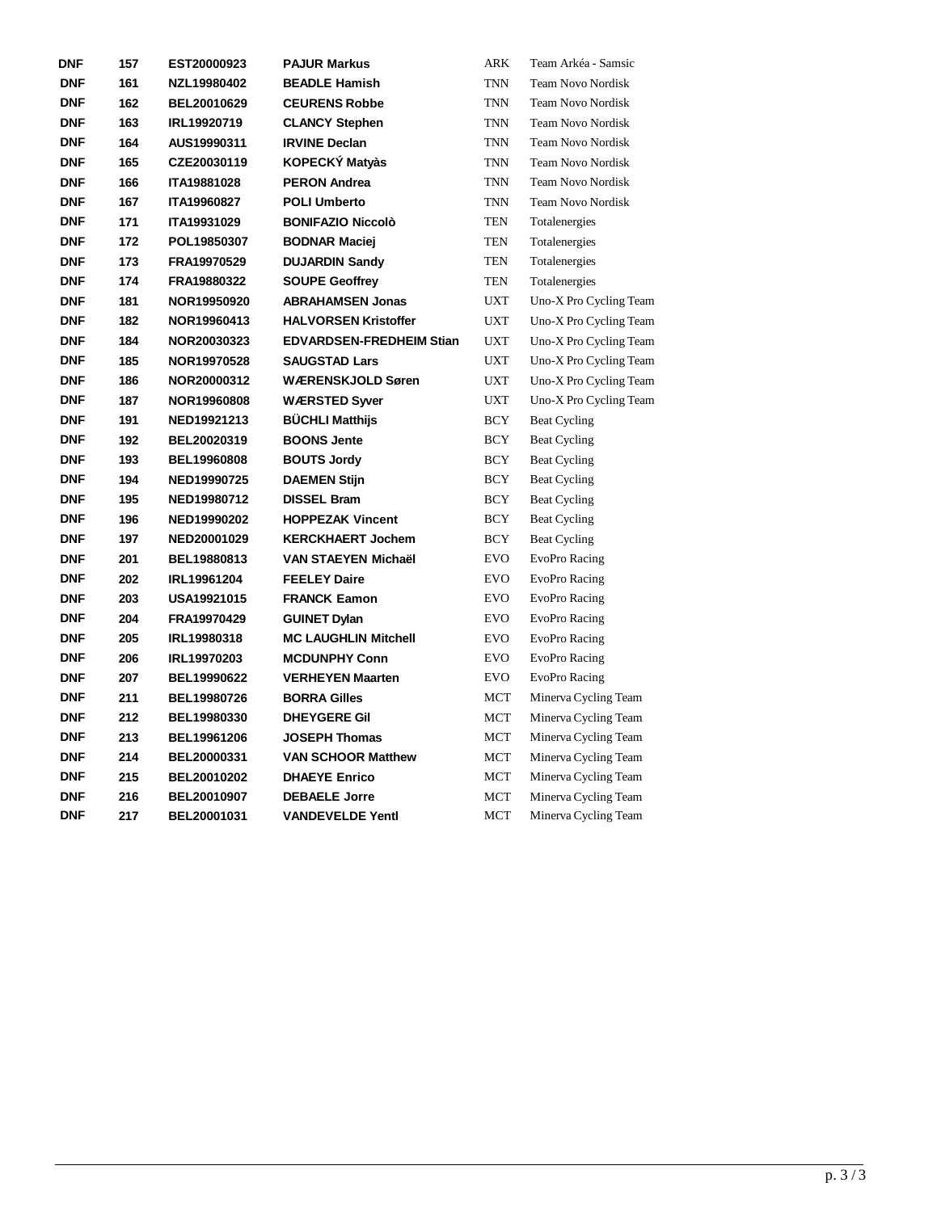| | | | | | |
|---|---|---|---|---|---|
| **DNF** | **157** | **EST20000923** | **PAJUR Markus** | ARK | Team Arkéa - Samsic |
| **DNF** | **161** | **NZL19980402** | **BEADLE Hamish** | TNN | Team Novo Nordisk |
| **DNF** | **162** | **BEL20010629** | **CEURENS Robbe** | TNN | Team Novo Nordisk |
| **DNF** | **163** | **IRL19920719** | **CLANCY Stephen** | TNN | Team Novo Nordisk |
| **DNF** | **164** | **AUS19990311** | **IRVINE Declan** | TNN | Team Novo Nordisk |
| **DNF** | **165** | **CZE20030119** | **KOPECKÝ Matyàs** | TNN | Team Novo Nordisk |
| **DNF** | **166** | **ITA19881028** | **PERON Andrea** | TNN | Team Novo Nordisk |
| **DNF** | **167** | **ITA19960827** | **POLI Umberto** | TNN | Team Novo Nordisk |
| **DNF** | **171** | **ITA19931029** | **BONIFAZIO Niccolò** | TEN | Totalenergies |
| **DNF** | **172** | **POL19850307** | **BODNAR Maciej** | TEN | Totalenergies |
| **DNF** | **173** | **FRA19970529** | **DUJARDIN Sandy** | TEN | Totalenergies |
| **DNF** | **174** | **FRA19880322** | **SOUPE Geoffrey** | TEN | Totalenergies |
| **DNF** | **181** | **NOR19950920** | **ABRAHAMSEN Jonas** | UXT | Uno-X Pro Cycling Team |
| **DNF** | **182** | **NOR19960413** | **HALVORSEN Kristoffer** | UXT | Uno-X Pro Cycling Team |
| **DNF** | **184** | **NOR20030323** | **EDVARDSEN-FREDHEIM Stian** | UXT | Uno-X Pro Cycling Team |
| **DNF** | **185** | **NOR19970528** | **SAUGSTAD Lars** | UXT | Uno-X Pro Cycling Team |
| **DNF** | **186** | **NOR20000312** | **WÆRENSKJOLD Søren** | UXT | Uno-X Pro Cycling Team |
| **DNF** | **187** | **NOR19960808** | **WÆRSTED Syver** | UXT | Uno-X Pro Cycling Team |
| **DNF** | **191** | **NED19921213** | **BÜCHLI Matthijs** | BCY | Beat Cycling |
| **DNF** | **192** | **BEL20020319** | **BOONS Jente** | BCY | Beat Cycling |
| **DNF** | **193** | **BEL19960808** | **BOUTS Jordy** | BCY | Beat Cycling |
| **DNF** | **194** | **NED19990725** | **DAEMEN Stijn** | BCY | Beat Cycling |
| **DNF** | **195** | **NED19980712** | **DISSEL Bram** | BCY | Beat Cycling |
| **DNF** | **196** | **NED19990202** | **HOPPEZAK Vincent** | BCY | Beat Cycling |
| **DNF** | **197** | **NED20001029** | **KERCKHAERT Jochem** | BCY | Beat Cycling |
| **DNF** | **201** | **BEL19880813** | **VAN STAEYEN Michaël** | EVO | EvoPro Racing |
| **DNF** | **202** | **IRL19961204** | **FEELEY Daire** | EVO | EvoPro Racing |
| **DNF** | **203** | **USA19921015** | **FRANCK Eamon** | EVO | EvoPro Racing |
| **DNF** | **204** | **FRA19970429** | **GUINET Dylan** | EVO | EvoPro Racing |
| **DNF** | **205** | **IRL19980318** | **MC LAUGHLIN Mitchell** | EVO | EvoPro Racing |
| **DNF** | **206** | **IRL19970203** | **MCDUNPHY Conn** | EVO | EvoPro Racing |
| **DNF** | **207** | **BEL19990622** | **VERHEYEN Maarten** | EVO | EvoPro Racing |
| **DNF** | **211** | **BEL19980726** | **BORRA Gilles** | MCT | Minerva Cycling Team |
| **DNF** | **212** | **BEL19980330** | **DHEYGERE Gil** | MCT | Minerva Cycling Team |
| **DNF** | **213** | **BEL19961206** | **JOSEPH Thomas** | MCT | Minerva Cycling Team |
| **DNF** | **214** | **BEL20000331** | **VAN SCHOOR Matthew** | MCT | Minerva Cycling Team |
| **DNF** | **215** | **BEL20010202** | **DHAEYE Enrico** | MCT | Minerva Cycling Team |
| **DNF** | **216** | **BEL20010907** | **DEBAELE Jorre** | MCT | Minerva Cycling Team |
| **DNF** | **217** | **BEL20001031** | **VANDEVELDE Yentl** | MCT | Minerva Cycling Team |